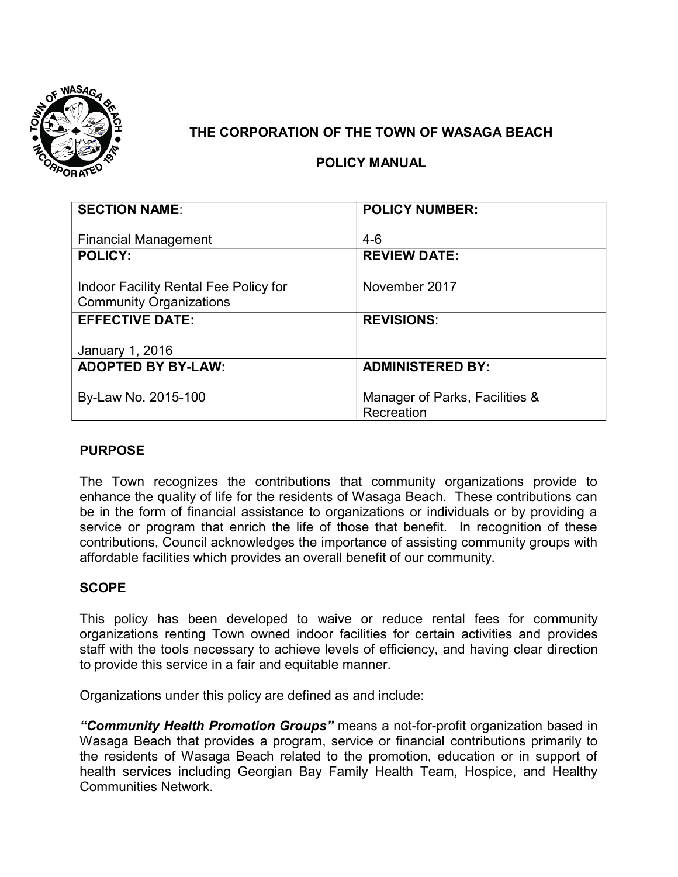# THE CORPORATION OF THE TOWN OF WASAGA BEACH

## POLICY MANUAL

| **SECTION NAME**: | **POLICY NUMBER:** |
|---|---|
| Financial Management | 4-6 |
| **POLICY:** | **REVIEW DATE:** |
| Indoor Facility Rental Fee Policy for Community Organizations | November 2017 |
| **EFFECTIVE DATE:** | **REVISIONS**: |
| January 1, 2016 | |
| **ADOPTED BY BY-LAW:** | **ADMINISTERED BY:** |
| By-Law No. 2015-100 | Manager of Parks, Facilities & Recreation |

## PURPOSE

The Town recognizes the contributions that community organizations provide to enhance the quality of life for the residents of Wasaga Beach. These contributions can be in the form of financial assistance to organizations or individuals or by providing a service or program that enrich the life of those that benefit. In recognition of these contributions, Council acknowledges the importance of assisting community groups with affordable facilities which provides an overall benefit of our community.

## SCOPE

This policy has been developed to waive or reduce rental fees for community organizations renting Town owned indoor facilities for certain activities and provides staff with the tools necessary to achieve levels of efficiency, and having clear direction to provide this service in a fair and equitable manner.

Organizations under this policy are defined as and include:

***"Community Health Promotion Groups"*** means a not-for-profit organization based in Wasaga Beach that provides a program, service or financial contributions primarily to the residents of Wasaga Beach related to the promotion, education or in support of health services including Georgian Bay Family Health Team, Hospice, and Healthy Communities Network.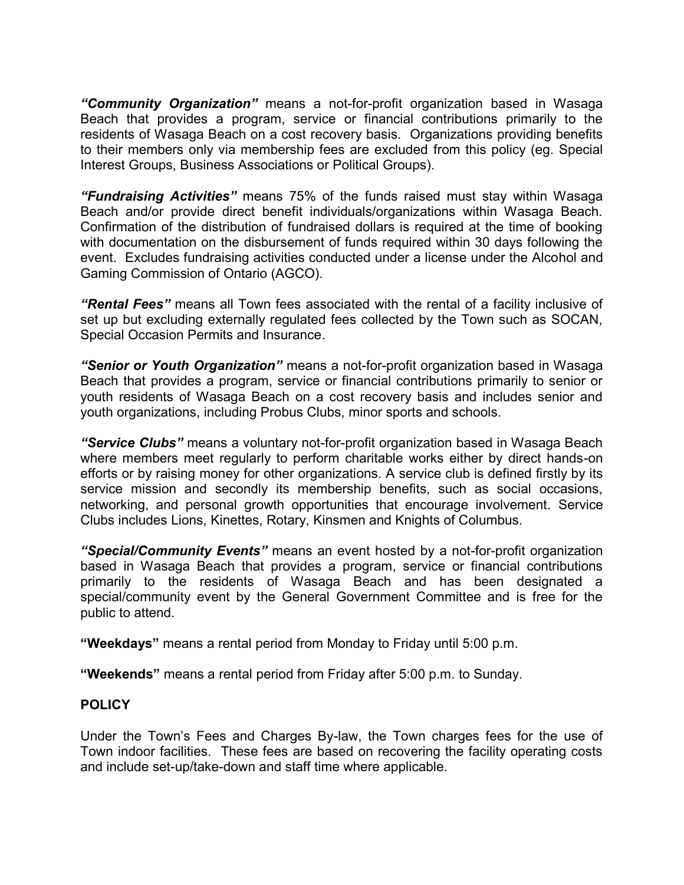***"Community Organization"*** means a not-for-profit organization based in Wasaga Beach that provides a program, service or financial contributions primarily to the residents of Wasaga Beach on a cost recovery basis. Organizations providing benefits to their members only via membership fees are excluded from this policy (eg. Special Interest Groups, Business Associations or Political Groups).

***"Fundraising Activities"*** means 75% of the funds raised must stay within Wasaga Beach and/or provide direct benefit individuals/organizations within Wasaga Beach. Confirmation of the distribution of fundraised dollars is required at the time of booking with documentation on the disbursement of funds required within 30 days following the event. Excludes fundraising activities conducted under a license under the Alcohol and Gaming Commission of Ontario (AGCO).

***"Rental Fees"*** means all Town fees associated with the rental of a facility inclusive of set up but excluding externally regulated fees collected by the Town such as SOCAN, Special Occasion Permits and Insurance.

***"Senior or Youth Organization"*** means a not-for-profit organization based in Wasaga Beach that provides a program, service or financial contributions primarily to senior or youth residents of Wasaga Beach on a cost recovery basis and includes senior and youth organizations, including Probus Clubs, minor sports and schools.

***"Service Clubs"*** means a voluntary not-for-profit organization based in Wasaga Beach where members meet regularly to perform charitable works either by direct hands-on efforts or by raising money for other organizations. A service club is defined firstly by its service mission and secondly its membership benefits, such as social occasions, networking, and personal growth opportunities that encourage involvement. Service Clubs includes Lions, Kinettes, Rotary, Kinsmen and Knights of Columbus.

***"Special/Community Events"*** means an event hosted by a not-for-profit organization based in Wasaga Beach that provides a program, service or financial contributions primarily to the residents of Wasaga Beach and has been designated a special/community event by the General Government Committee and is free for the public to attend.

**"Weekdays"** means a rental period from Monday to Friday until 5:00 p.m.

**"Weekends"** means a rental period from Friday after 5:00 p.m. to Sunday.

## POLICY

Under the Town's Fees and Charges By-law, the Town charges fees for the use of Town indoor facilities. These fees are based on recovering the facility operating costs and include set-up/take-down and staff time where applicable.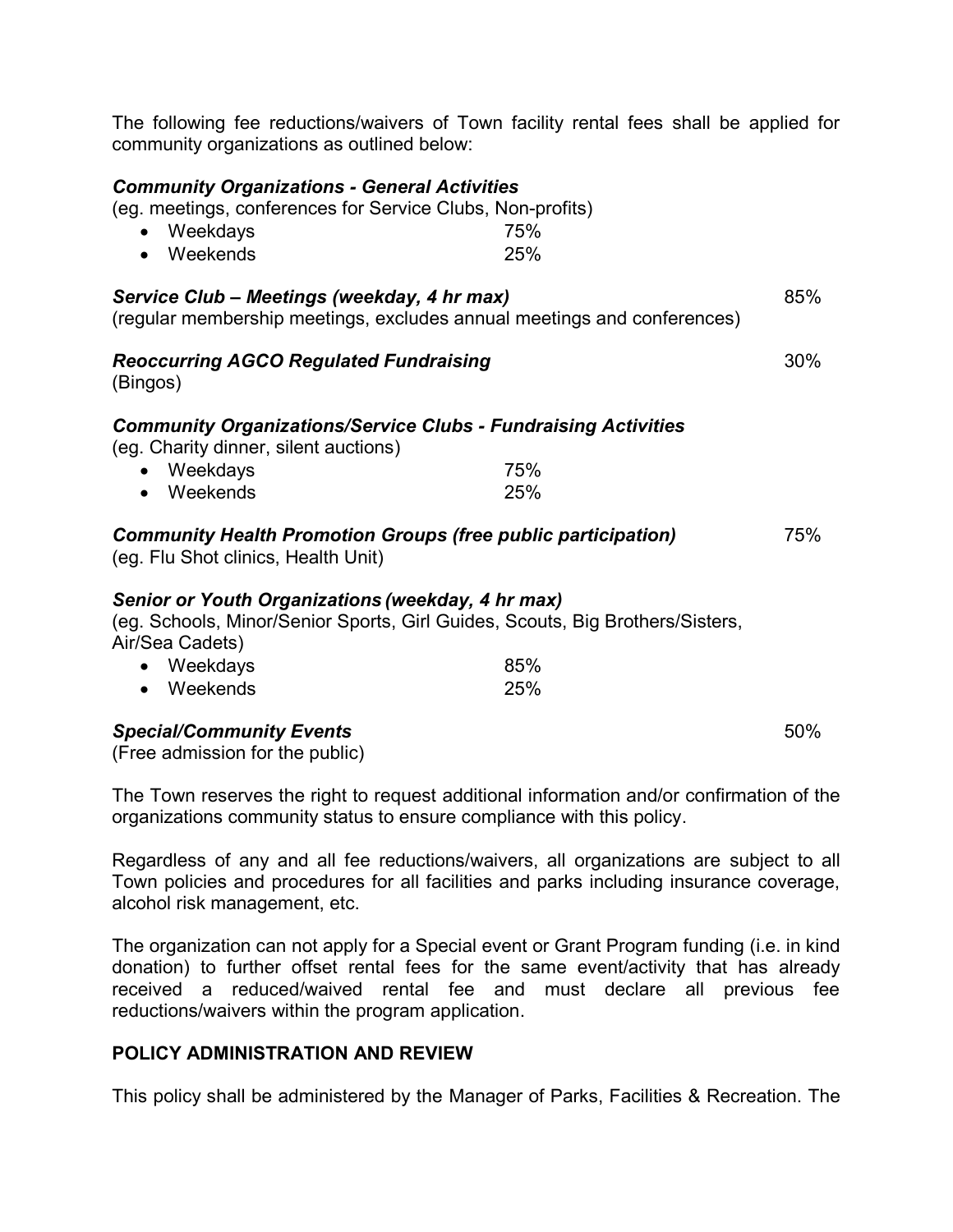The following fee reductions/waivers of Town facility rental fees shall be applied for community organizations as outlined below:

***Community Organizations - General Activities***
(eg. meetings, conferences for Service Clubs, Non-profits)

- Weekdays 75%
- Weekends 25%

***Service Club – Meetings (weekday, 4 hr max)*** 85%
(regular membership meetings, excludes annual meetings and conferences)

***Reoccurring AGCO Regulated Fundraising*** 30%
(Bingos)

***Community Organizations/Service Clubs - Fundraising Activities***
(eg. Charity dinner, silent auctions)

- Weekdays 75%
- Weekends 25%

***Community Health Promotion Groups (free public participation)*** 75%
(eg. Flu Shot clinics, Health Unit)

***Senior or Youth Organizations (weekday, 4 hr max)***
(eg. Schools, Minor/Senior Sports, Girl Guides, Scouts, Big Brothers/Sisters, Air/Sea Cadets)

- Weekdays 85%
- Weekends 25%

***Special/Community Events*** 50%
(Free admission for the public)

The Town reserves the right to request additional information and/or confirmation of the organizations community status to ensure compliance with this policy.

Regardless of any and all fee reductions/waivers, all organizations are subject to all Town policies and procedures for all facilities and parks including insurance coverage, alcohol risk management, etc.

The organization can not apply for a Special event or Grant Program funding (i.e. in kind donation) to further offset rental fees for the same event/activity that has already received a reduced/waived rental fee and must declare all previous fee reductions/waivers within the program application.

**POLICY ADMINISTRATION AND REVIEW**

This policy shall be administered by the Manager of Parks, Facilities & Recreation. The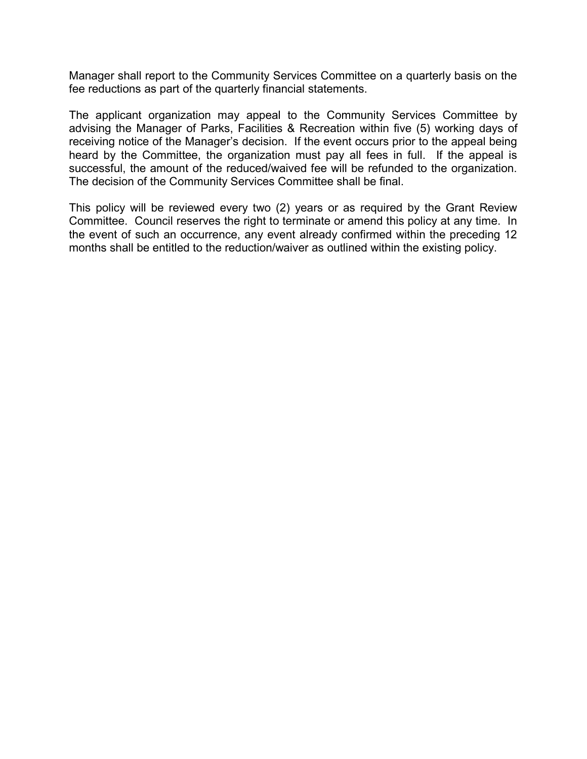Manager shall report to the Community Services Committee on a quarterly basis on the fee reductions as part of the quarterly financial statements.

The applicant organization may appeal to the Community Services Committee by advising the Manager of Parks, Facilities & Recreation within five (5) working days of receiving notice of the Manager's decision. If the event occurs prior to the appeal being heard by the Committee, the organization must pay all fees in full. If the appeal is successful, the amount of the reduced/waived fee will be refunded to the organization. The decision of the Community Services Committee shall be final.

This policy will be reviewed every two (2) years or as required by the Grant Review Committee. Council reserves the right to terminate or amend this policy at any time. In the event of such an occurrence, any event already confirmed within the preceding 12 months shall be entitled to the reduction/waiver as outlined within the existing policy.